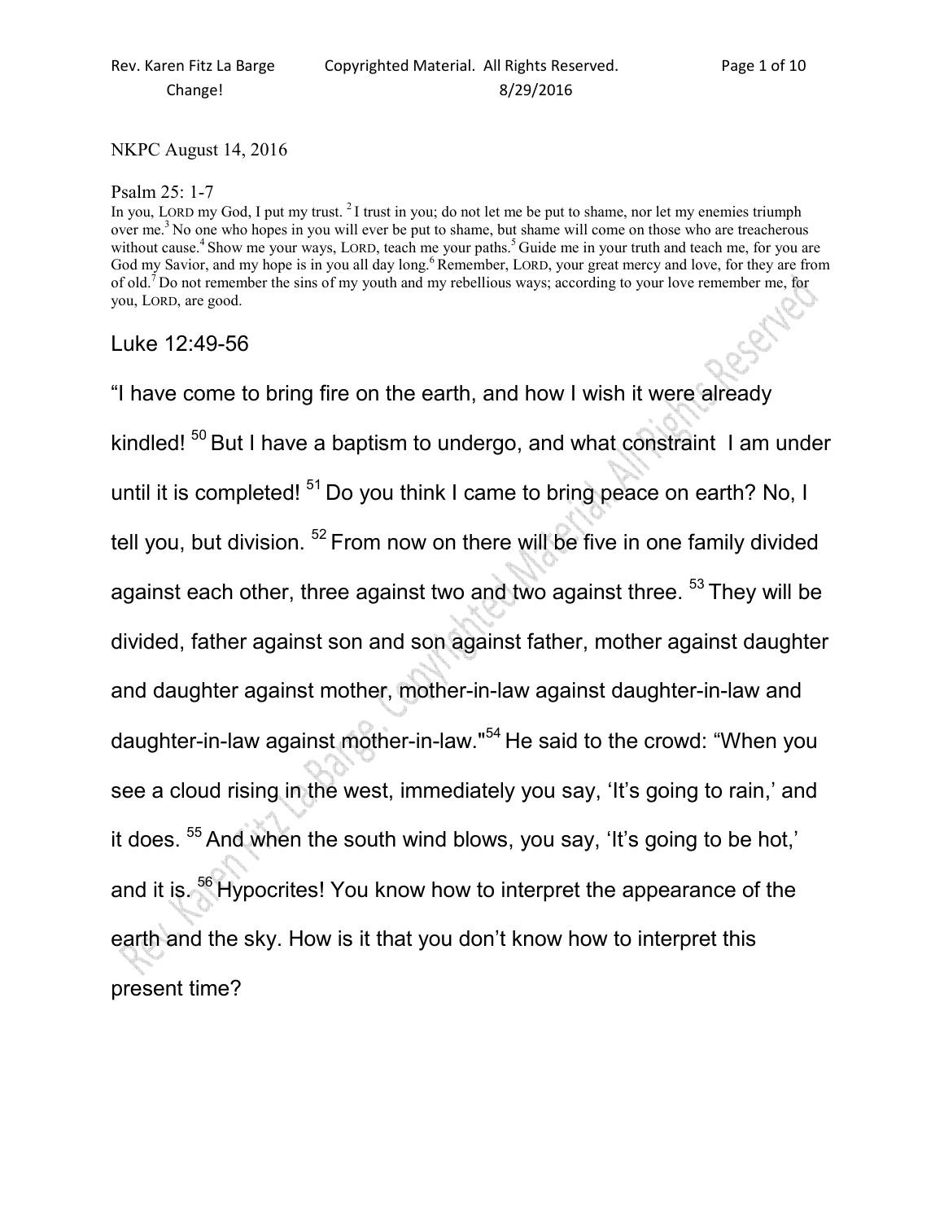NKPC August 14, 2016

Psalm 25: 1-7

In you, LORD my God, I put my trust. [2] I trust in you; do not let me be put to shame, nor let my enemies triumph over me.[3] No one who hopes in you will ever be put to shame, but shame will come on those who are treacherous without cause.[4] Show me your ways, LORD, teach me your paths.[5] Guide me in your truth and teach me, for you are God my Savior, and my hope is in you all day long.[6] Remember, LORD, your great mercy and love, for they are from of old.[7] Do not remember the sins of my youth and my rebellious ways; according to your love remember me, for you, LORD, are good.

## Luke 12:49-56

"I have come to bring fire on the earth, and how I wish it were already kindled! [50] But I have a baptism to undergo, and what constraint I am under until it is completed! [51] Do you think I came to bring peace on earth? No, I tell you, but division. [52] From now on there will be five in one family divided against each other, three against two and two against three. [53] They will be divided, father against son and son against father, mother against daughter and daughter against mother, mother-in-law against daughter-in-law and daughter-in-law against mother-in-law."[54] He said to the crowd: "When you see a cloud rising in the west, immediately you say, 'It's going to rain,' and it does. [55] And when the south wind blows, you say, 'It's going to be hot,' and it is. [56] Hypocrites! You know how to interpret the appearance of the earth and the sky. How is it that you don't know how to interpret this present time?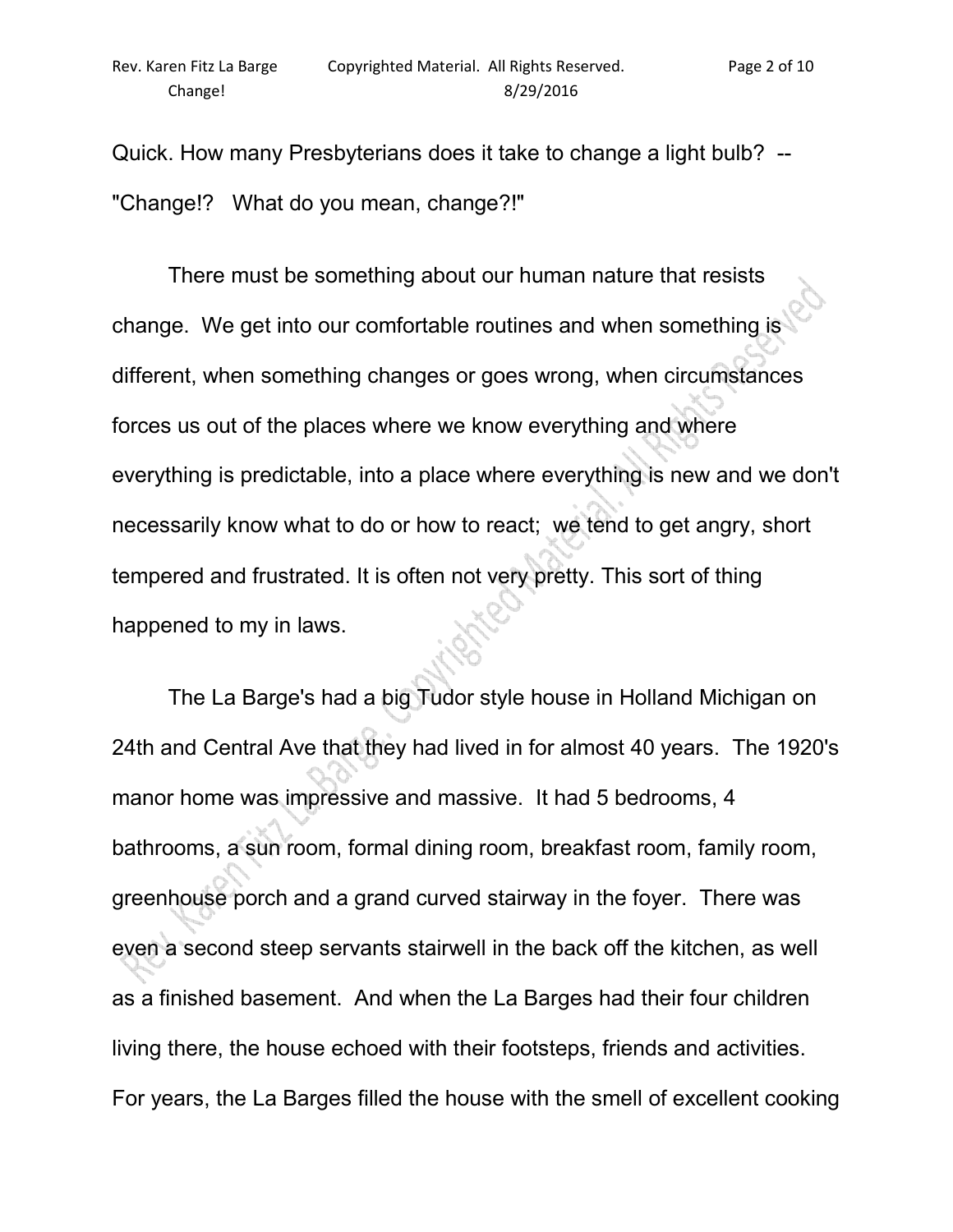Quick. How many Presbyterians does it take to change a light bulb? -- "Change!? What do you mean, change?!"

There must be something about our human nature that resists change. We get into our comfortable routines and when something is different, when something changes or goes wrong, when circumstances forces us out of the places where we know everything and where everything is predictable, into a place where everything is new and we don't necessarily know what to do or how to react; we tend to get angry, short tempered and frustrated. It is often not very pretty. This sort of thing happened to my in laws.

The La Barge's had a big Tudor style house in Holland Michigan on 24th and Central Ave that they had lived in for almost 40 years. The 1920's manor home was impressive and massive. It had 5 bedrooms, 4 bathrooms, a sun room, formal dining room, breakfast room, family room, greenhouse porch and a grand curved stairway in the foyer. There was even a second steep servants stairwell in the back off the kitchen, as well as a finished basement. And when the La Barges had their four children living there, the house echoed with their footsteps, friends and activities. For years, the La Barges filled the house with the smell of excellent cooking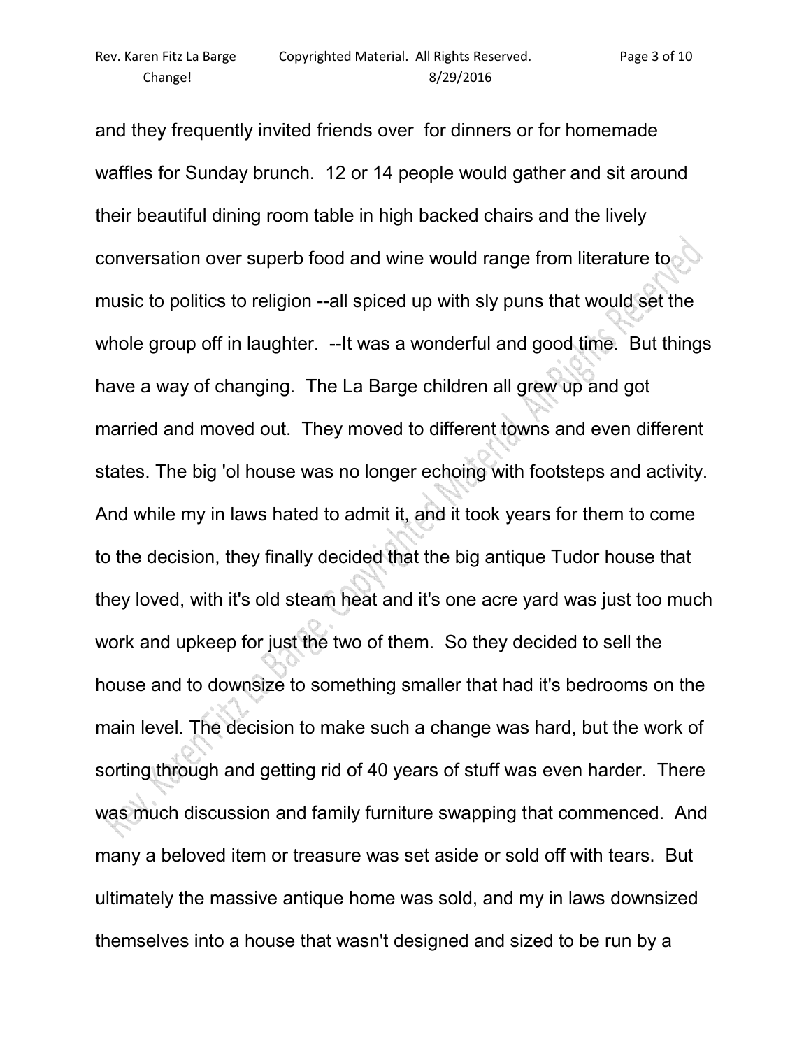and they frequently invited friends over for dinners or for homemade waffles for Sunday brunch. 12 or 14 people would gather and sit around their beautiful dining room table in high backed chairs and the lively conversation over superb food and wine would range from literature to music to politics to religion --all spiced up with sly puns that would set the whole group off in laughter. --It was a wonderful and good time. But things have a way of changing. The La Barge children all grew up and got married and moved out. They moved to different towns and even different states. The big 'ol house was no longer echoing with footsteps and activity. And while my in laws hated to admit it, and it took years for them to come to the decision, they finally decided that the big antique Tudor house that they loved, with it's old steam heat and it's one acre yard was just too much work and upkeep for just the two of them. So they decided to sell the house and to downsize to something smaller that had it's bedrooms on the main level. The decision to make such a change was hard, but the work of sorting through and getting rid of 40 years of stuff was even harder. There was much discussion and family furniture swapping that commenced. And many a beloved item or treasure was set aside or sold off with tears. But ultimately the massive antique home was sold, and my in laws downsized themselves into a house that wasn't designed and sized to be run by a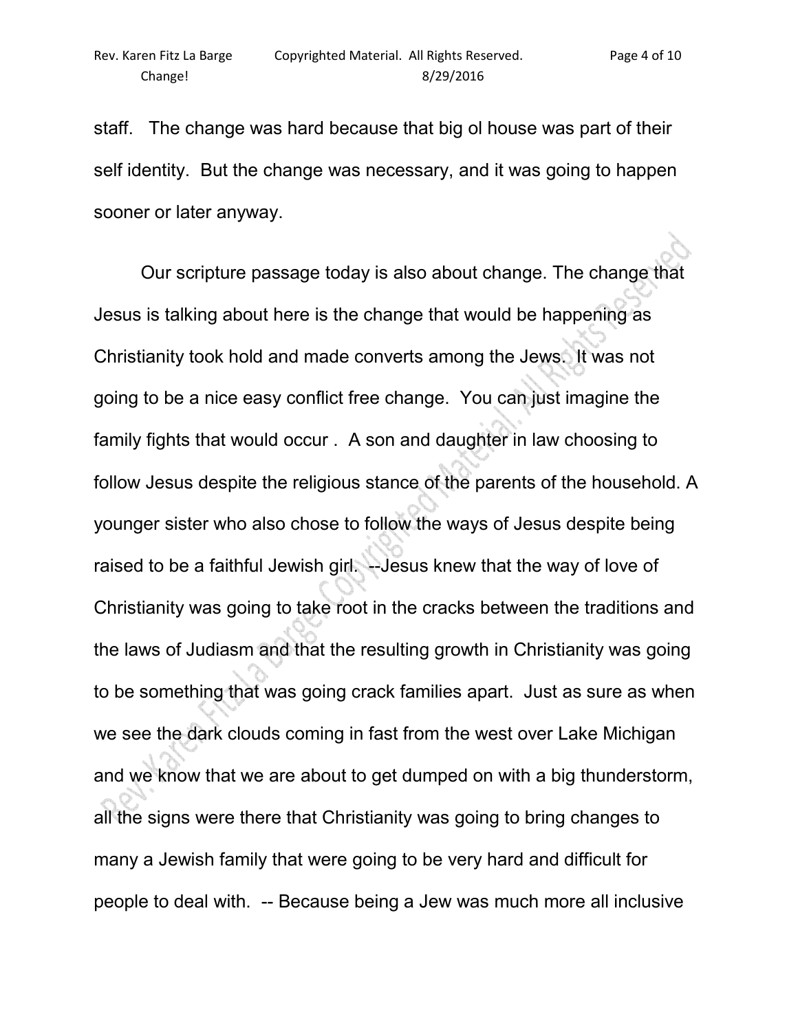staff. The change was hard because that big ol house was part of their self identity. But the change was necessary, and it was going to happen sooner or later anyway.

Our scripture passage today is also about change. The change that Jesus is talking about here is the change that would be happening as Christianity took hold and made converts among the Jews. It was not going to be a nice easy conflict free change. You can just imagine the family fights that would occur . A son and daughter in law choosing to follow Jesus despite the religious stance of the parents of the household. A younger sister who also chose to follow the ways of Jesus despite being raised to be a faithful Jewish girl. --Jesus knew that the way of love of Christianity was going to take root in the cracks between the traditions and the laws of Judiasm and that the resulting growth in Christianity was going to be something that was going crack families apart. Just as sure as when we see the dark clouds coming in fast from the west over Lake Michigan and we know that we are about to get dumped on with a big thunderstorm, all the signs were there that Christianity was going to bring changes to many a Jewish family that were going to be very hard and difficult for people to deal with. -- Because being a Jew was much more all inclusive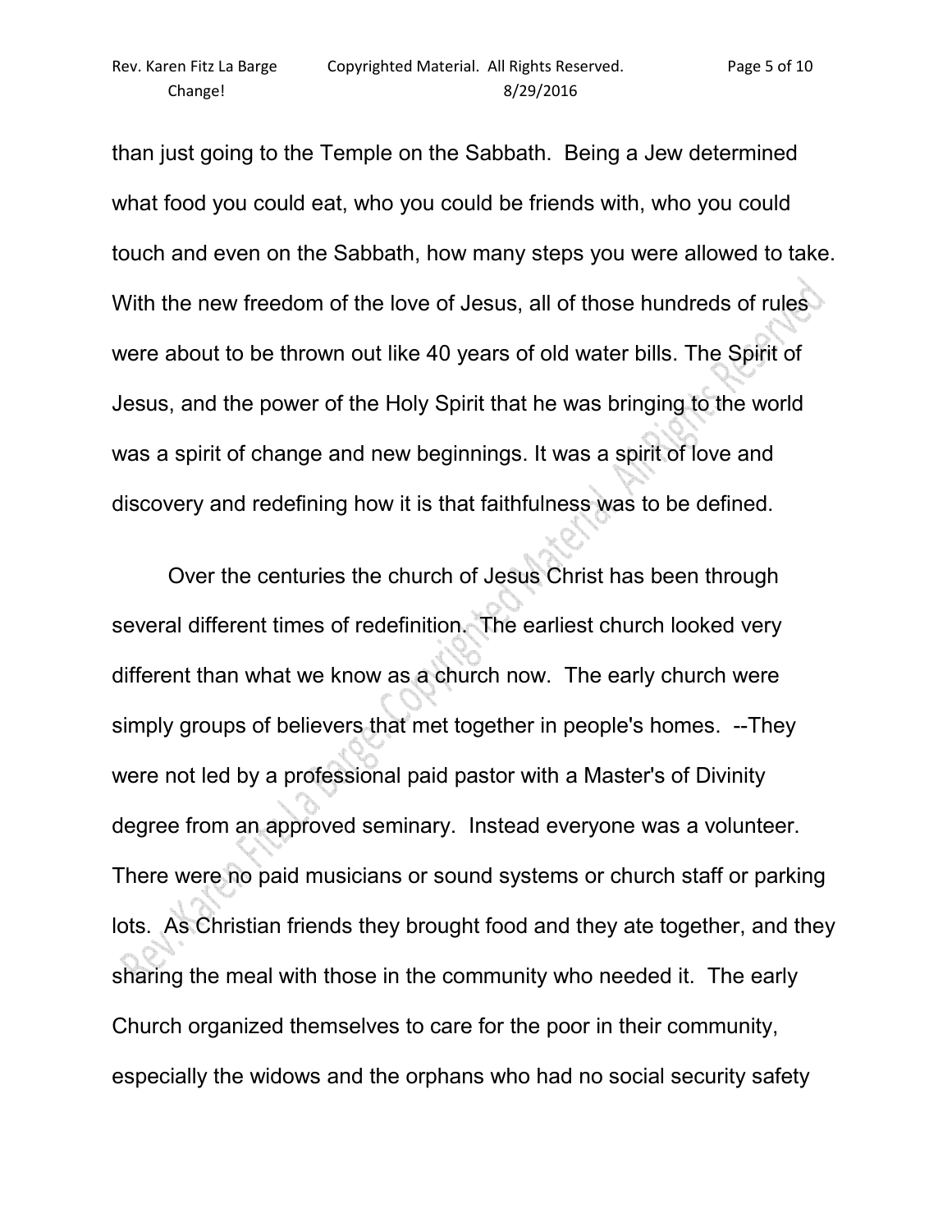than just going to the Temple on the Sabbath. Being a Jew determined what food you could eat, who you could be friends with, who you could touch and even on the Sabbath, how many steps you were allowed to take. With the new freedom of the love of Jesus, all of those hundreds of rules were about to be thrown out like 40 years of old water bills. The Spirit of Jesus, and the power of the Holy Spirit that he was bringing to the world was a spirit of change and new beginnings. It was a spirit of love and discovery and redefining how it is that faithfulness was to be defined.

Over the centuries the church of Jesus Christ has been through several different times of redefinition. The earliest church looked very different than what we know as a church now. The early church were simply groups of believers that met together in people's homes. --They were not led by a professional paid pastor with a Master's of Divinity degree from an approved seminary. Instead everyone was a volunteer. There were no paid musicians or sound systems or church staff or parking lots. As Christian friends they brought food and they ate together, and they sharing the meal with those in the community who needed it. The early Church organized themselves to care for the poor in their community, especially the widows and the orphans who had no social security safety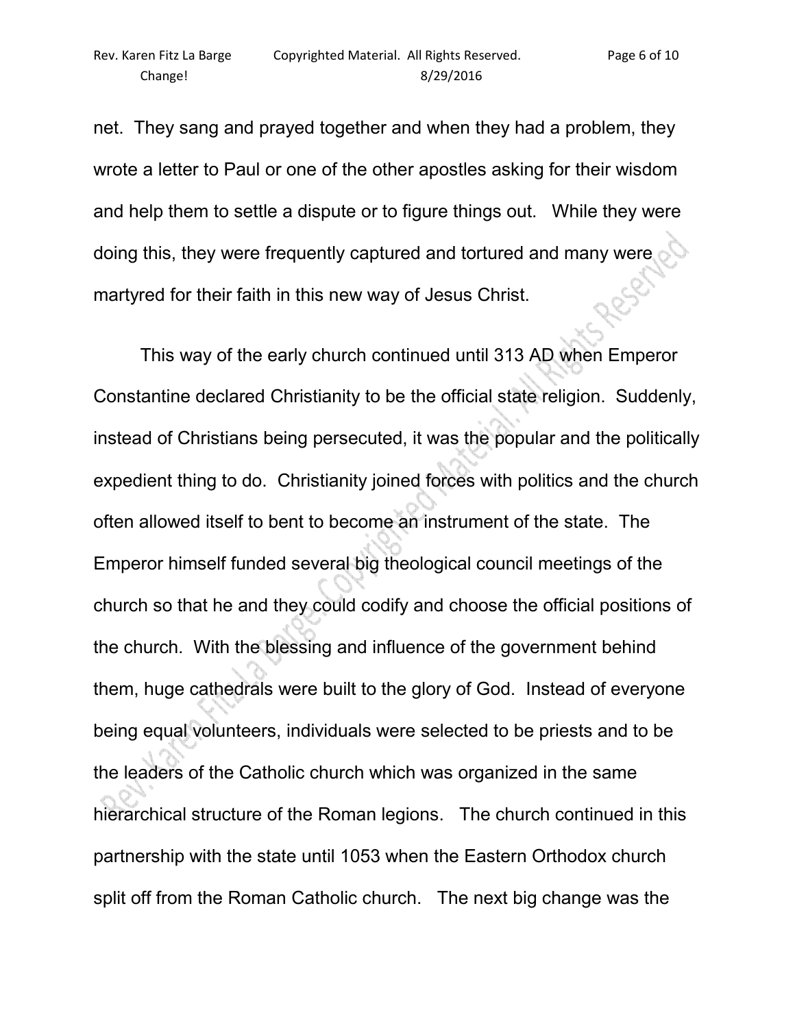net. They sang and prayed together and when they had a problem, they wrote a letter to Paul or one of the other apostles asking for their wisdom and help them to settle a dispute or to figure things out. While they were doing this, they were frequently captured and tortured and many were martyred for their faith in this new way of Jesus Christ.

This way of the early church continued until 313 AD when Emperor Constantine declared Christianity to be the official state religion. Suddenly, instead of Christians being persecuted, it was the popular and the politically expedient thing to do. Christianity joined forces with politics and the church often allowed itself to bent to become an instrument of the state. The Emperor himself funded several big theological council meetings of the church so that he and they could codify and choose the official positions of the church. With the blessing and influence of the government behind them, huge cathedrals were built to the glory of God. Instead of everyone being equal volunteers, individuals were selected to be priests and to be the leaders of the Catholic church which was organized in the same hierarchical structure of the Roman legions. The church continued in this partnership with the state until 1053 when the Eastern Orthodox church split off from the Roman Catholic church. The next big change was the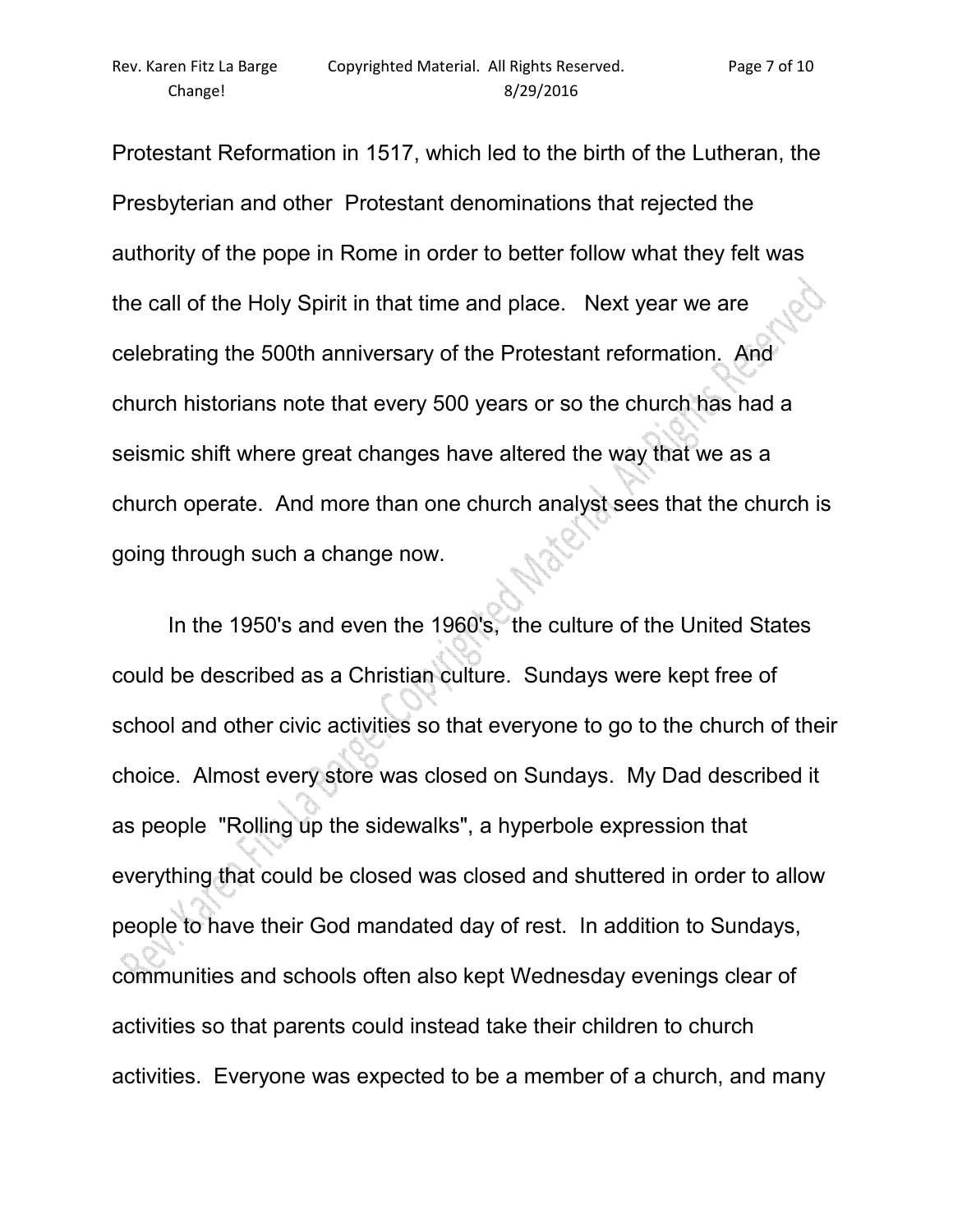Protestant Reformation in 1517, which led to the birth of the Lutheran, the Presbyterian and other  Protestant denominations that rejected the authority of the pope in Rome in order to better follow what they felt was the call of the Holy Spirit in that time and place.   Next year we are celebrating the 500th anniversary of the Protestant reformation.  And church historians note that every 500 years or so the church has had a seismic shift where great changes have altered the way that we as a church operate.  And more than one church analyst sees that the church is going through such a change now.

In the 1950's and even the 1960's,  the culture of the United States could be described as a Christian culture.  Sundays were kept free of school and other civic activities so that everyone to go to the church of their choice.  Almost every store was closed on Sundays.  My Dad described it as people  "Rolling up the sidewalks", a hyperbole expression that everything that could be closed was closed and shuttered in order to allow people to have their God mandated day of rest.  In addition to Sundays, communities and schools often also kept Wednesday evenings clear of activities so that parents could instead take their children to church activities.  Everyone was expected to be a member of a church, and many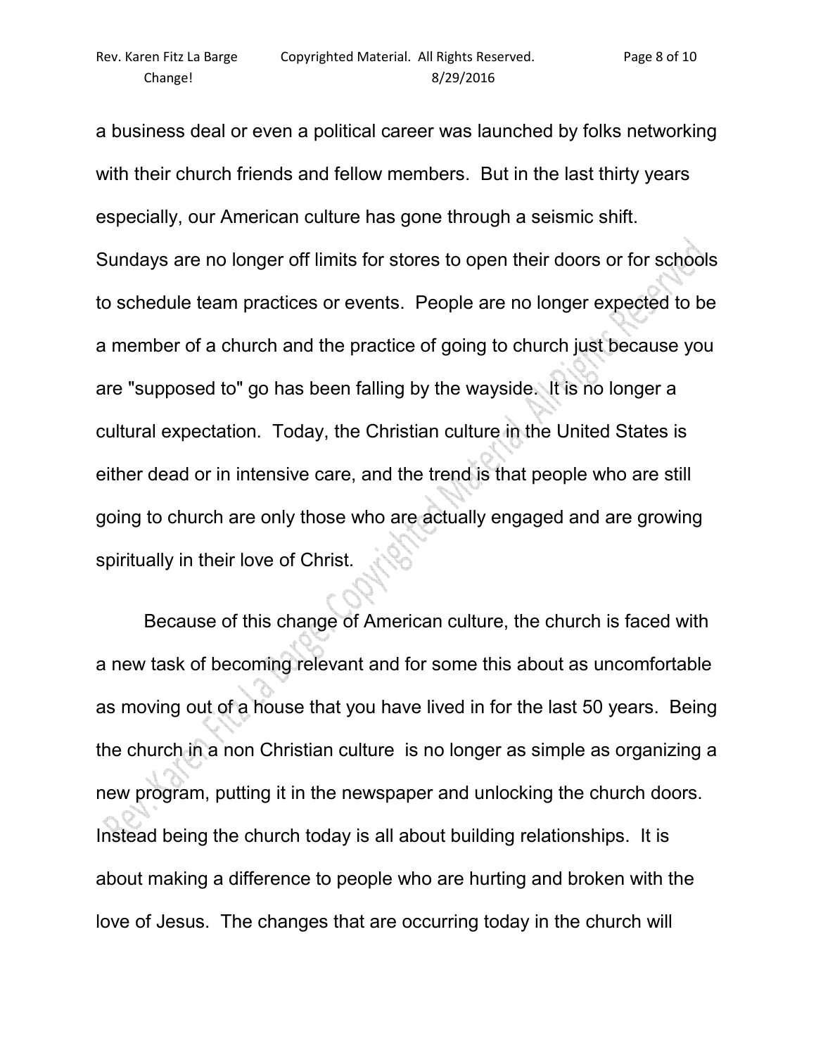a business deal or even a political career was launched by folks networking with their church friends and fellow members. But in the last thirty years especially, our American culture has gone through a seismic shift. Sundays are no longer off limits for stores to open their doors or for schools to schedule team practices or events. People are no longer expected to be a member of a church and the practice of going to church just because you are "supposed to" go has been falling by the wayside. It is no longer a cultural expectation. Today, the Christian culture in the United States is either dead or in intensive care, and the trend is that people who are still going to church are only those who are actually engaged and are growing spiritually in their love of Christ.

Because of this change of American culture, the church is faced with a new task of becoming relevant and for some this about as uncomfortable as moving out of a house that you have lived in for the last 50 years. Being the church in a non Christian culture is no longer as simple as organizing a new program, putting it in the newspaper and unlocking the church doors. Instead being the church today is all about building relationships. It is about making a difference to people who are hurting and broken with the love of Jesus. The changes that are occurring today in the church will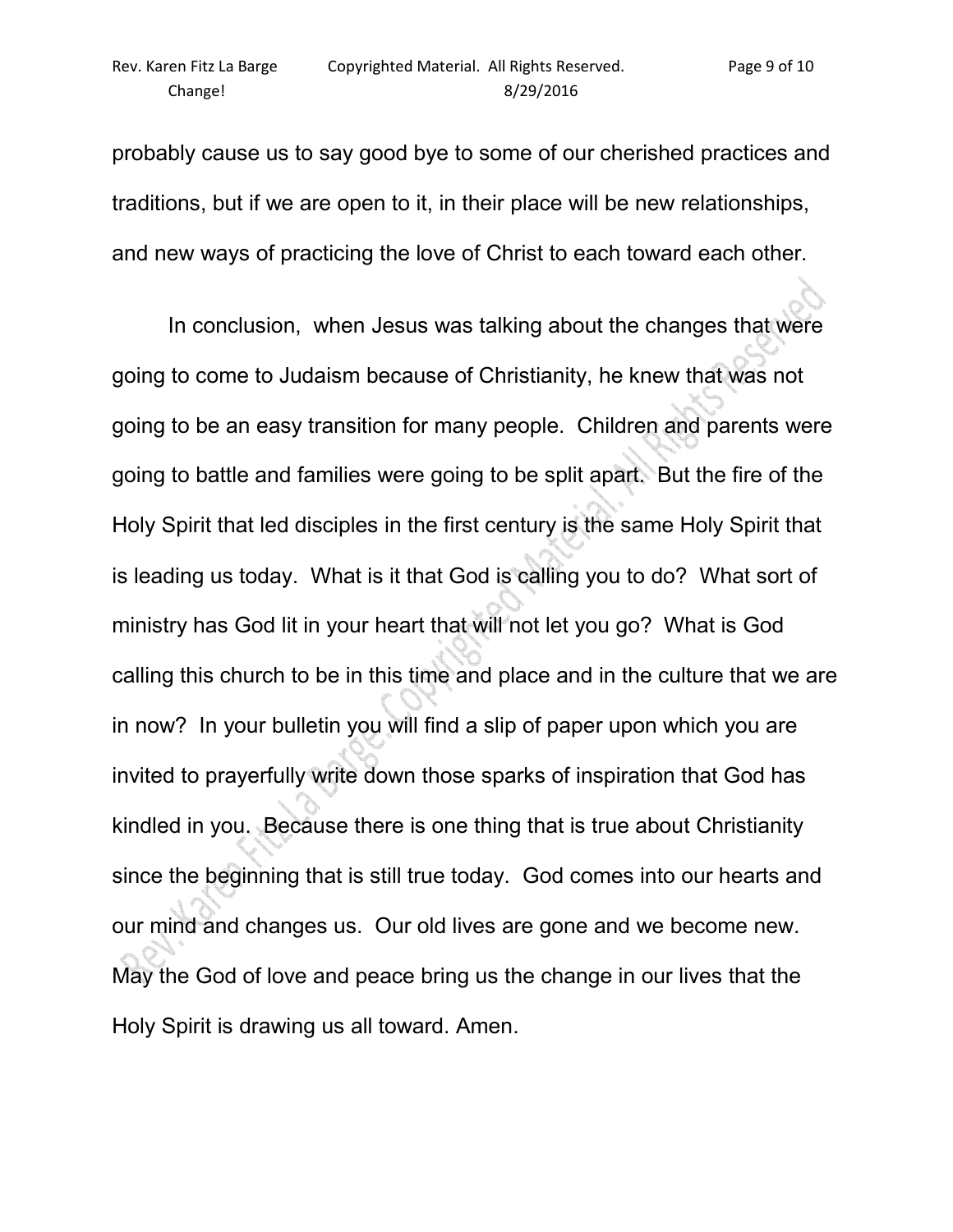probably cause us to say good bye to some of our cherished practices and traditions, but if we are open to it, in their place will be new relationships, and new ways of practicing the love of Christ to each toward each other.

In conclusion, when Jesus was talking about the changes that were going to come to Judaism because of Christianity, he knew that was not going to be an easy transition for many people. Children and parents were going to battle and families were going to be split apart. But the fire of the Holy Spirit that led disciples in the first century is the same Holy Spirit that is leading us today. What is it that God is calling you to do? What sort of ministry has God lit in your heart that will not let you go? What is God calling this church to be in this time and place and in the culture that we are in now? In your bulletin you will find a slip of paper upon which you are invited to prayerfully write down those sparks of inspiration that God has kindled in you. Because there is one thing that is true about Christianity since the beginning that is still true today. God comes into our hearts and our mind and changes us. Our old lives are gone and we become new. May the God of love and peace bring us the change in our lives that the Holy Spirit is drawing us all toward. Amen.